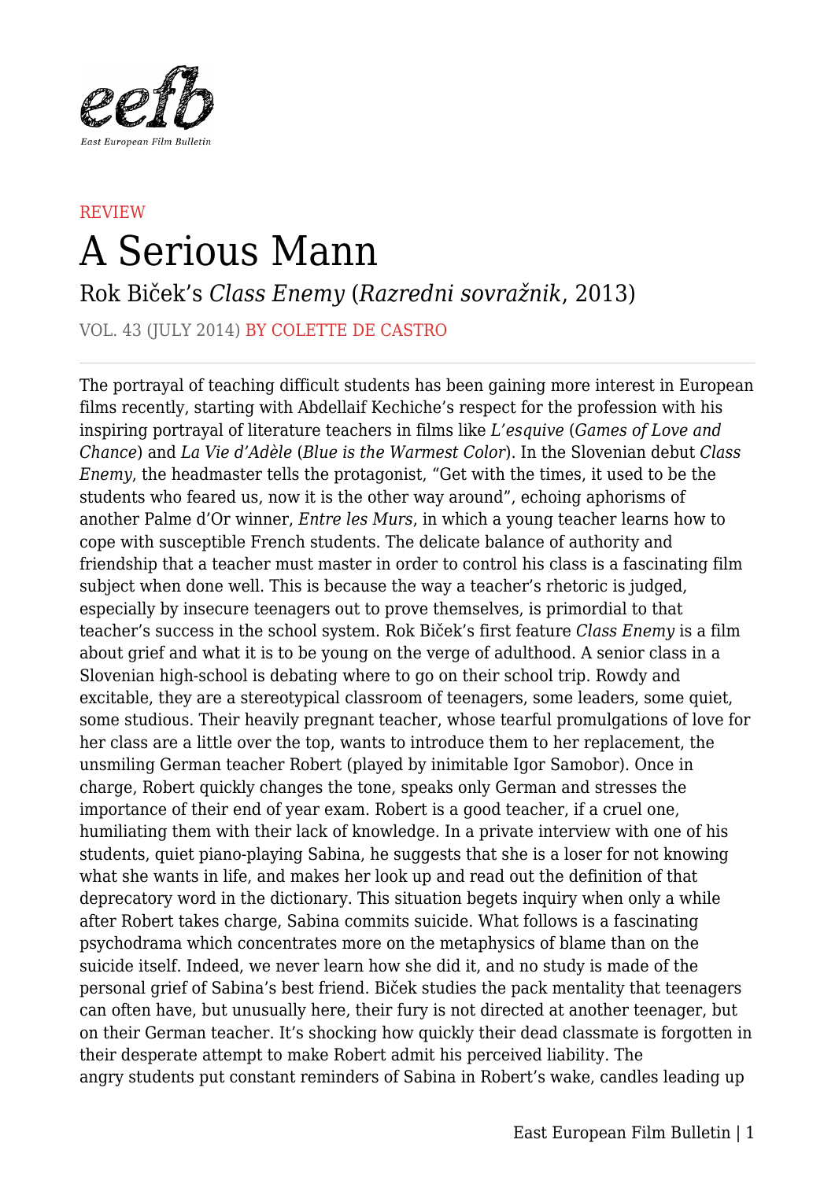REVIEW

# A Serious Mann

## Rok Biček's *Class Enemy* (*Razredni sovražnik*, 2013)

VOL. 43 (JULY 2014) BY COLETTE DE CASTRO

The portrayal of teaching difficult students has been gaining more interest in European films recently, starting with Abdellaif Kechiche's respect for the profession with his inspiring portrayal of literature teachers in films like *L'esquive* (*Games of Love and Chance*) and *La Vie d'Adèle* (*Blue is the Warmest Color*). In the Slovenian debut *Class Enemy*, the headmaster tells the protagonist, "Get with the times, it used to be the students who feared us, now it is the other way around", echoing aphorisms of another Palme d'Or winner, *Entre les Murs*, in which a young teacher learns how to cope with susceptible French students. The delicate balance of authority and friendship that a teacher must master in order to control his class is a fascinating film subject when done well. This is because the way a teacher's rhetoric is judged, especially by insecure teenagers out to prove themselves, is primordial to that teacher's success in the school system. Rok Biček's first feature *Class Enemy* is a film about grief and what it is to be young on the verge of adulthood. A senior class in a Slovenian high-school is debating where to go on their school trip. Rowdy and excitable, they are a stereotypical classroom of teenagers, some leaders, some quiet, some studious. Their heavily pregnant teacher, whose tearful promulgations of love for her class are a little over the top, wants to introduce them to her replacement, the unsmiling German teacher Robert (played by inimitable Igor Samobor). Once in charge, Robert quickly changes the tone, speaks only German and stresses the importance of their end of year exam. Robert is a good teacher, if a cruel one, humiliating them with their lack of knowledge. In a private interview with one of his students, quiet piano-playing Sabina, he suggests that she is a loser for not knowing what she wants in life, and makes her look up and read out the definition of that deprecatory word in the dictionary. This situation begets inquiry when only a while after Robert takes charge, Sabina commits suicide. What follows is a fascinating psychodrama which concentrates more on the metaphysics of blame than on the suicide itself. Indeed, we never learn how she did it, and no study is made of the personal grief of Sabina's best friend. Biček studies the pack mentality that teenagers can often have, but unusually here, their fury is not directed at another teenager, but on their German teacher. It's shocking how quickly their dead classmate is forgotten in their desperate attempt to make Robert admit his perceived liability. The angry students put constant reminders of Sabina in Robert's wake, candles leading up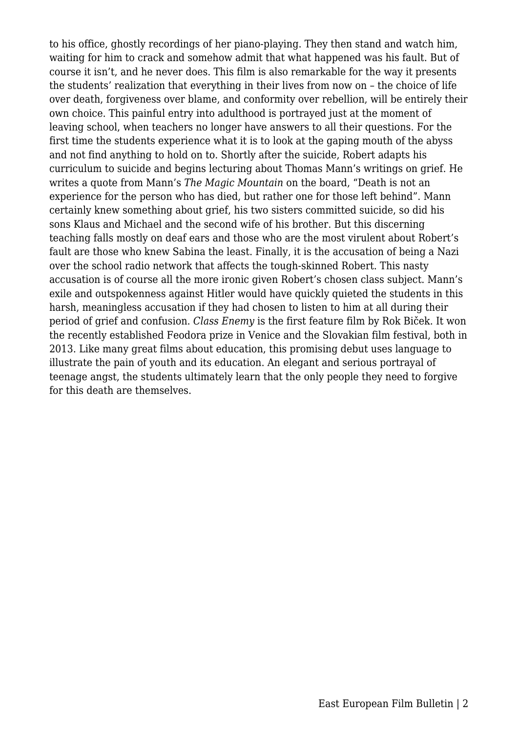to his office, ghostly recordings of her piano-playing. They then stand and watch him, waiting for him to crack and somehow admit that what happened was his fault. But of course it isn't, and he never does. This film is also remarkable for the way it presents the students' realization that everything in their lives from now on – the choice of life over death, forgiveness over blame, and conformity over rebellion, will be entirely their own choice. This painful entry into adulthood is portrayed just at the moment of leaving school, when teachers no longer have answers to all their questions. For the first time the students experience what it is to look at the gaping mouth of the abyss and not find anything to hold on to. Shortly after the suicide, Robert adapts his curriculum to suicide and begins lecturing about Thomas Mann's writings on grief. He writes a quote from Mann's *The Magic Mountain* on the board, "Death is not an experience for the person who has died, but rather one for those left behind". Mann certainly knew something about grief, his two sisters committed suicide, so did his sons Klaus and Michael and the second wife of his brother. But this discerning teaching falls mostly on deaf ears and those who are the most virulent about Robert's fault are those who knew Sabina the least. Finally, it is the accusation of being a Nazi over the school radio network that affects the tough-skinned Robert. This nasty accusation is of course all the more ironic given Robert's chosen class subject. Mann's exile and outspokenness against Hitler would have quickly quieted the students in this harsh, meaningless accusation if they had chosen to listen to him at all during their period of grief and confusion. *Class Enemy* is the first feature film by Rok Biček. It won the recently established Feodora prize in Venice and the Slovakian film festival, both in 2013. Like many great films about education, this promising debut uses language to illustrate the pain of youth and its education. An elegant and serious portrayal of teenage angst, the students ultimately learn that the only people they need to forgive for this death are themselves.